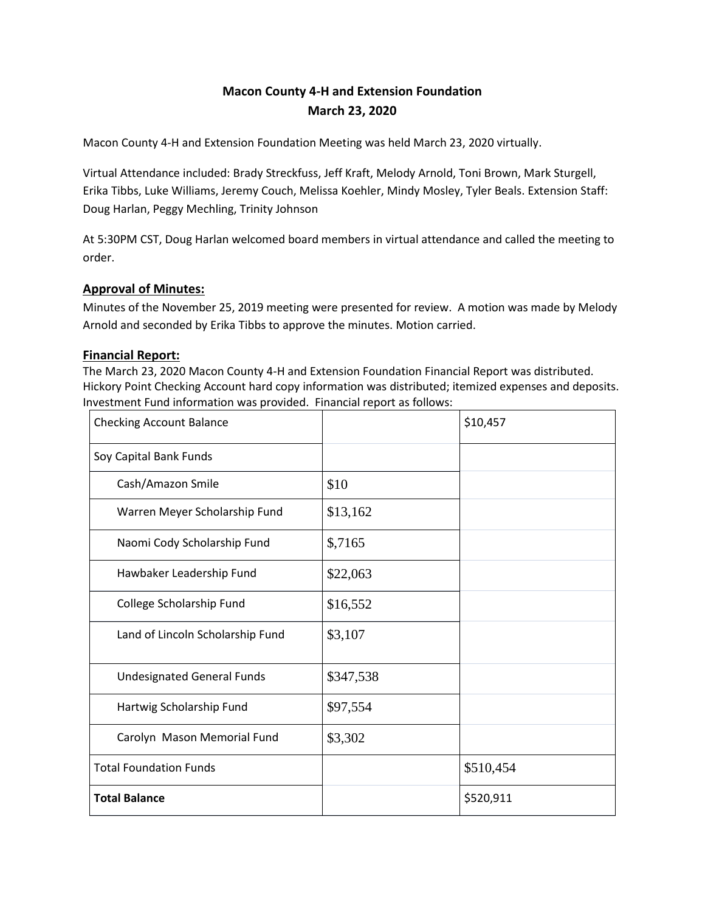# Macon County 4-H and Extension Foundation
# March 23, 2020

Macon County 4-H and Extension Foundation Meeting was held March 23, 2020 virtually.

Virtual Attendance included: Brady Streckfuss, Jeff Kraft, Melody Arnold, Toni Brown, Mark Sturgell, Erika Tibbs, Luke Williams, Jeremy Couch, Melissa Koehler, Mindy Mosley, Tyler Beals. Extension Staff: Doug Harlan, Peggy Mechling, Trinity Johnson

At 5:30PM CST, Doug Harlan welcomed board members in virtual attendance and called the meeting to order.

## Approval of Minutes:

Minutes of the November 25, 2019 meeting were presented for review. A motion was made by Melody Arnold and seconded by Erika Tibbs to approve the minutes. Motion carried.

## Financial Report:

The March 23, 2020 Macon County 4-H and Extension Foundation Financial Report was distributed. Hickory Point Checking Account hard copy information was distributed; itemized expenses and deposits. Investment Fund information was provided. Financial report as follows:

| Checking Account Balance | | $10,457 |
|---|---|---|
| Soy Capital Bank Funds | | |
| Cash/Amazon Smile | $10 | |
| Warren Meyer Scholarship Fund | $13,162 | |
| Naomi Cody Scholarship Fund | $,7165 | |
| Hawbaker Leadership Fund | $22,063 | |
| College Scholarship Fund | $16,552 | |
| Land of Lincoln Scholarship Fund | $3,107 | |
| Undesignated General Funds | $347,538 | |
| Hartwig Scholarship Fund | $97,554 | |
| Carolyn Mason Memorial Fund | $3,302 | |
| Total Foundation Funds | | $510,454 |
| **Total Balance** | | $520,911 |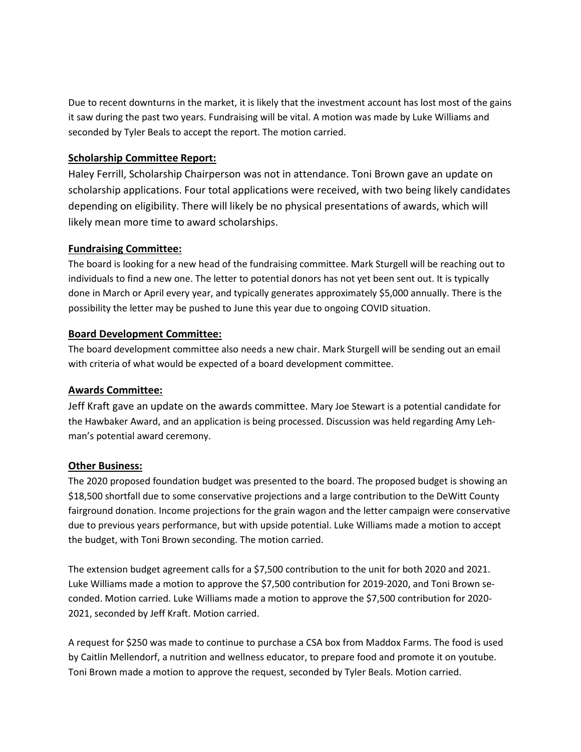Due to recent downturns in the market, it is likely that the investment account has lost most of the gains it saw during the past two years. Fundraising will be vital. A motion was made by Luke Williams and seconded by Tyler Beals to accept the report. The motion carried.

## Scholarship Committee Report:

Haley Ferrill, Scholarship Chairperson was not in attendance. Toni Brown gave an update on scholarship applications. Four total applications were received, with two being likely candidates depending on eligibility. There will likely be no physical presentations of awards, which will likely mean more time to award scholarships.

## Fundraising Committee:

The board is looking for a new head of the fundraising committee. Mark Sturgell will be reaching out to individuals to find a new one. The letter to potential donors has not yet been sent out. It is typically done in March or April every year, and typically generates approximately $5,000 annually. There is the possibility the letter may be pushed to June this year due to ongoing COVID situation.

## Board Development Committee:

The board development committee also needs a new chair. Mark Sturgell will be sending out an email with criteria of what would be expected of a board development committee.

## Awards Committee:

Jeff Kraft gave an update on the awards committee. Mary Joe Stewart is a potential candidate for the Hawbaker Award, and an application is being processed. Discussion was held regarding Amy Lehman's potential award ceremony.

## Other Business:

The 2020 proposed foundation budget was presented to the board. The proposed budget is showing an $18,500 shortfall due to some conservative projections and a large contribution to the DeWitt County fairground donation. Income projections for the grain wagon and the letter campaign were conservative due to previous years performance, but with upside potential. Luke Williams made a motion to accept the budget, with Toni Brown seconding. The motion carried.

The extension budget agreement calls for a $7,500 contribution to the unit for both 2020 and 2021. Luke Williams made a motion to approve the $7,500 contribution for 2019-2020, and Toni Brown seconded. Motion carried. Luke Williams made a motion to approve the $7,500 contribution for 2020-2021, seconded by Jeff Kraft. Motion carried.

A request for $250 was made to continue to purchase a CSA box from Maddox Farms. The food is used by Caitlin Mellendorf, a nutrition and wellness educator, to prepare food and promote it on youtube. Toni Brown made a motion to approve the request, seconded by Tyler Beals. Motion carried.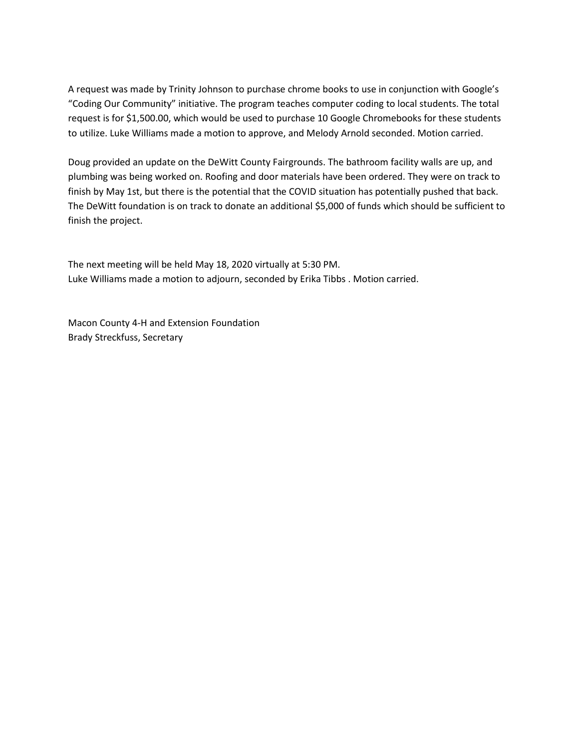A request was made by Trinity Johnson to purchase chrome books to use in conjunction with Google's "Coding Our Community" initiative. The program teaches computer coding to local students. The total request is for $1,500.00, which would be used to purchase 10 Google Chromebooks for these students to utilize. Luke Williams made a motion to approve, and Melody Arnold seconded. Motion carried.

Doug provided an update on the DeWitt County Fairgrounds. The bathroom facility walls are up, and plumbing was being worked on. Roofing and door materials have been ordered. They were on track to finish by May 1st, but there is the potential that the COVID situation has potentially pushed that back. The DeWitt foundation is on track to donate an additional $5,000 of funds which should be sufficient to finish the project.

The next meeting will be held May 18, 2020 virtually at 5:30 PM.
Luke Williams made a motion to adjourn, seconded by Erika Tibbs . Motion carried.

Macon County 4-H and Extension Foundation
Brady Streckfuss, Secretary